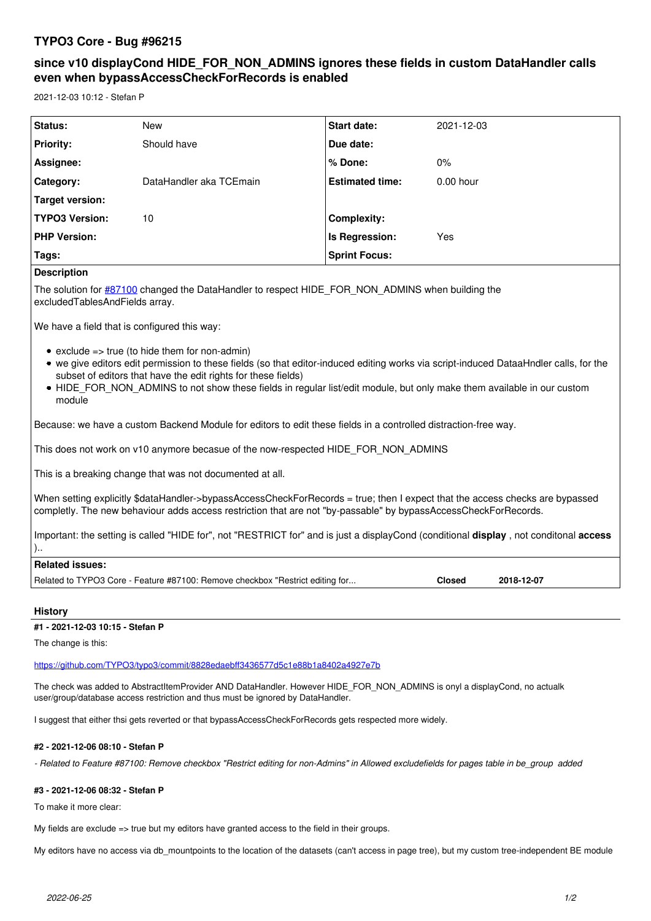# TYPO3 Core - Bug #96215

## since v10 displayCond HIDE_FOR_NON_ADMINS ignores these fields in custom DataHandler calls even when bypassAccessCheckForRecords is enabled

2021-12-03 10:12 - Stefan P

| Status: | New | Start date: | 2021-12-03 |
|---|---|---|---|
| Priority: | Should have | Due date: | |
| Assignee: | | % Done: | 0% |
| Category: | DataHandler aka TCEmain | Estimated time: | 0.00 hour |
| Target version: | | | |
| TYPO3 Version: | 10 | Complexity: | |
| PHP Version: | | Is Regression: | Yes |
| Tags: | | Sprint Focus: | |

**Description**

The solution for #87100 changed the DataHandler to respect HIDE_FOR_NON_ADMINS when building the excludedTablesAndFields array.

We have a field that is configured this way:

- exclude => true (to hide them for non-admin)
- we give editors edit permission to these fields (so that editor-induced editing works via script-induced DataaHndler calls, for the subset of editors that have the edit rights for these fields)
- HIDE_FOR_NON_ADMINS to not show these fields in regular list/edit module, but only make them available in our custom module

Because: we have a custom Backend Module for editors to edit these fields in a controlled distraction-free way.

This does not work on v10 anymore becasue of the now-respected HIDE_FOR_NON_ADMINS

This is a breaking change that was not documented at all.

When setting explicitly $dataHandler->bypassAccessCheckForRecords = true; then I expect that the access checks are bypassed completly. The new behaviour adds access restriction that are not "by-passable" by bypassAccessCheckForRecords.

Important: the setting is called "HIDE for", not "RESTRICT for" and is just a displayCond (conditional **display** , not conditonal **access** )..

**Related issues:**

| | | |
|---|---|---|
| Related to TYPO3 Core - Feature #87100: Remove checkbox "Restrict editing for... | **Closed** | **2018-12-07** |

### History

**#1 - 2021-12-03 10:15 - Stefan P**

The change is this:

https://github.com/TYPO3/typo3/commit/8828edaebff3436577d5c1e88b1a8402a4927e7b

The check was added to AbstractItemProvider AND DataHandler. However HIDE_FOR_NON_ADMINS is onyl a displayCond, no actualk user/group/database access restriction and thus must be ignored by DataHandler.

I suggest that either thsi gets reverted or that bypassAccessCheckForRecords gets respected more widely.

**#2 - 2021-12-06 08:10 - Stefan P**

*- Related to Feature #87100: Remove checkbox "Restrict editing for non-Admins" in Allowed excludefields for pages table in be_group added*

**#3 - 2021-12-06 08:32 - Stefan P**

To make it more clear:

My fields are exclude => true but my editors have granted access to the field in their groups.

My editors have no access via db_mountpoints to the location of the datasets (can't access in page tree), but my custom tree-independent BE module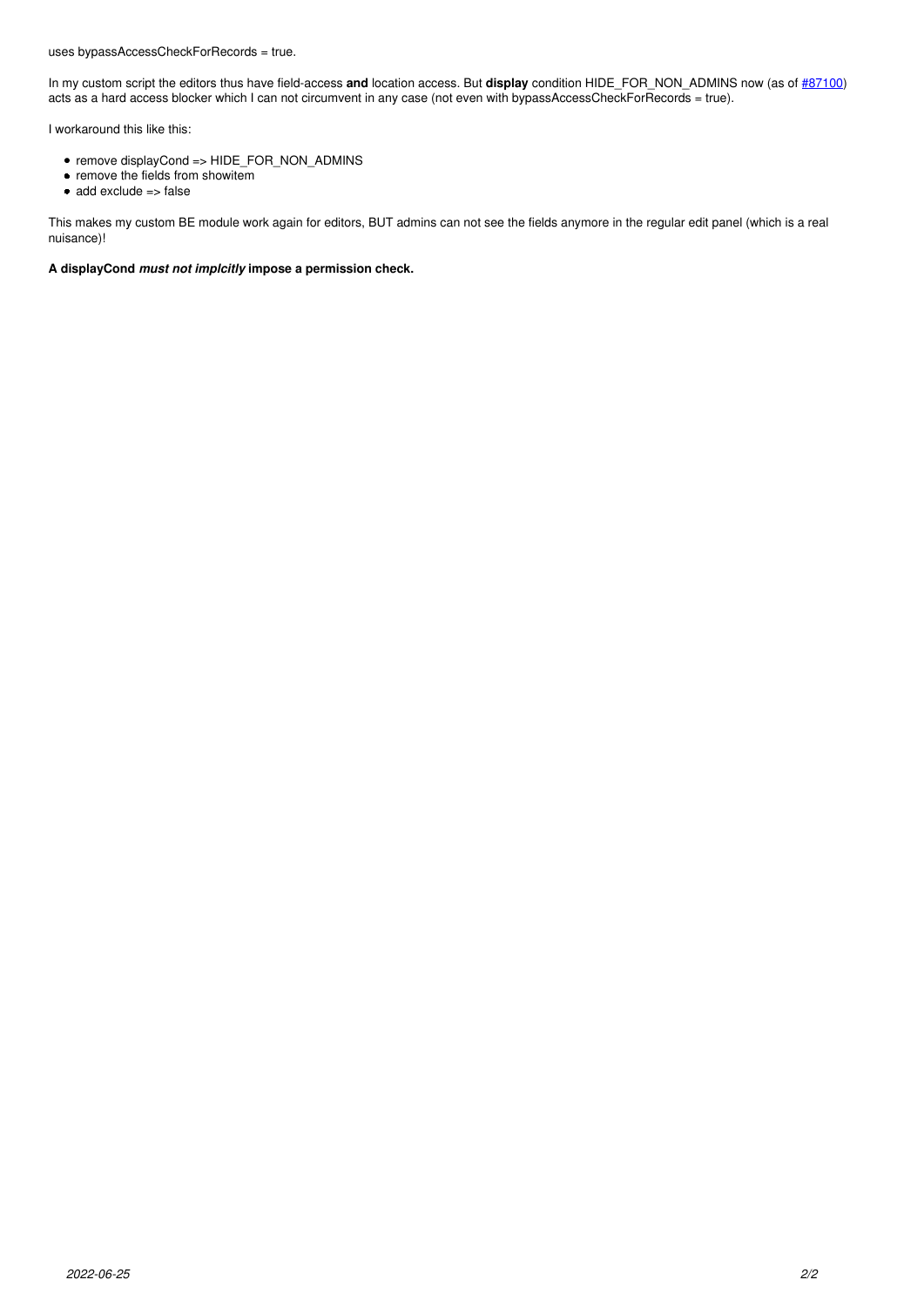uses bypassAccessCheckForRecords = true.

In my custom script the editors thus have field-access **and** location access. But **display** condition HIDE_FOR_NON_ADMINS now (as of #87100) acts as a hard access blocker which I can not circumvent in any case (not even with bypassAccessCheckForRecords = true).

I workaround this like this:

- remove displayCond => HIDE_FOR_NON_ADMINS
- remove the fields from showitem
- add exclude => false

This makes my custom BE module work again for editors, BUT admins can not see the fields anymore in the regular edit panel (which is a real nuisance)!

**A displayCond *must not implcitly* impose a permission check.**